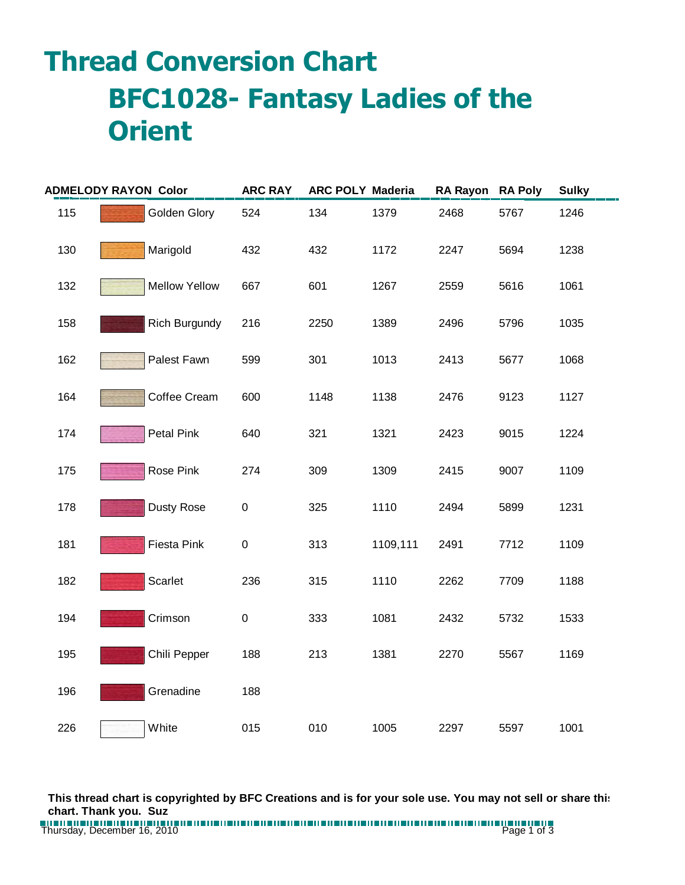# Thread Conversion Chart

## BFC1028- Fantasy Ladies of the Orient

| ADMELODY RAYON | Color | ARC RAY | ARC POLY | Maderia | RA Rayon | RA Poly | Sulky |
|---|---|---|---|---|---|---|---|
| 115 | Golden Glory | 524 | 134 | 1379 | 2468 | 5767 | 1246 |
| 130 | Marigold | 432 | 432 | 1172 | 2247 | 5694 | 1238 |
| 132 | Mellow Yellow | 667 | 601 | 1267 | 2559 | 5616 | 1061 |
| 158 | Rich Burgundy | 216 | 2250 | 1389 | 2496 | 5796 | 1035 |
| 162 | Palest Fawn | 599 | 301 | 1013 | 2413 | 5677 | 1068 |
| 164 | Coffee Cream | 600 | 1148 | 1138 | 2476 | 9123 | 1127 |
| 174 | Petal Pink | 640 | 321 | 1321 | 2423 | 9015 | 1224 |
| 175 | Rose Pink | 274 | 309 | 1309 | 2415 | 9007 | 1109 |
| 178 | Dusty Rose | 0 | 325 | 1110 | 2494 | 5899 | 1231 |
| 181 | Fiesta Pink | 0 | 313 | 1109,111 | 2491 | 7712 | 1109 |
| 182 | Scarlet | 236 | 315 | 1110 | 2262 | 7709 | 1188 |
| 194 | Crimson | 0 | 333 | 1081 | 2432 | 5732 | 1533 |
| 195 | Chili Pepper | 188 | 213 | 1381 | 2270 | 5567 | 1169 |
| 196 | Grenadine | 188 | | | | | |
| 226 | White | 015 | 010 | 1005 | 2297 | 5597 | 1001 |

**This thread chart is copyrighted by BFC Creations and is for your sole use. You may not sell or share this chart. Thank you. Suz**

Thursday, December 16, 2010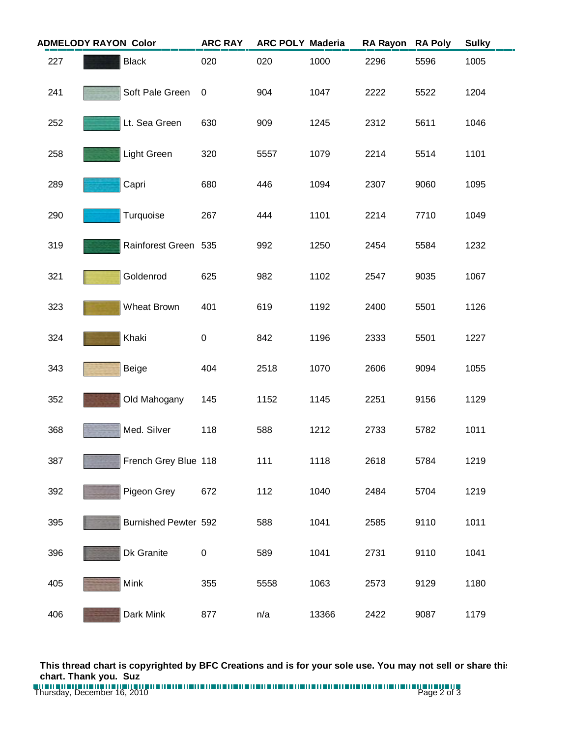| ADMELODY RAYON | Color | ARC RAY | ARC POLY | Maderia | RA Rayon | RA Poly | Sulky |
|---|---|---|---|---|---|---|---|
| 227 | Black | 020 | 020 | 1000 | 2296 | 5596 | 1005 |
| 241 | Soft Pale Green | 0 | 904 | 1047 | 2222 | 5522 | 1204 |
| 252 | Lt. Sea Green | 630 | 909 | 1245 | 2312 | 5611 | 1046 |
| 258 | Light Green | 320 | 5557 | 1079 | 2214 | 5514 | 1101 |
| 289 | Capri | 680 | 446 | 1094 | 2307 | 9060 | 1095 |
| 290 | Turquoise | 267 | 444 | 1101 | 2214 | 7710 | 1049 |
| 319 | Rainforest Green | 535 | 992 | 1250 | 2454 | 5584 | 1232 |
| 321 | Goldenrod | 625 | 982 | 1102 | 2547 | 9035 | 1067 |
| 323 | Wheat Brown | 401 | 619 | 1192 | 2400 | 5501 | 1126 |
| 324 | Khaki | 0 | 842 | 1196 | 2333 | 5501 | 1227 |
| 343 | Beige | 404 | 2518 | 1070 | 2606 | 9094 | 1055 |
| 352 | Old Mahogany | 145 | 1152 | 1145 | 2251 | 9156 | 1129 |
| 368 | Med. Silver | 118 | 588 | 1212 | 2733 | 5782 | 1011 |
| 387 | French Grey Blue | 118 | 111 | 1118 | 2618 | 5784 | 1219 |
| 392 | Pigeon Grey | 672 | 112 | 1040 | 2484 | 5704 | 1219 |
| 395 | Burnished Pewter | 592 | 588 | 1041 | 2585 | 9110 | 1011 |
| 396 | Dk Granite | 0 | 589 | 1041 | 2731 | 9110 | 1041 |
| 405 | Mink | 355 | 5558 | 1063 | 2573 | 9129 | 1180 |
| 406 | Dark Mink | 877 | n/a | 13366 | 2422 | 9087 | 1179 |

**This thread chart is copyrighted by BFC Creations and is for your sole use. You may not sell or share this chart. Thank you. Suz**

Thursday, December 16, 2010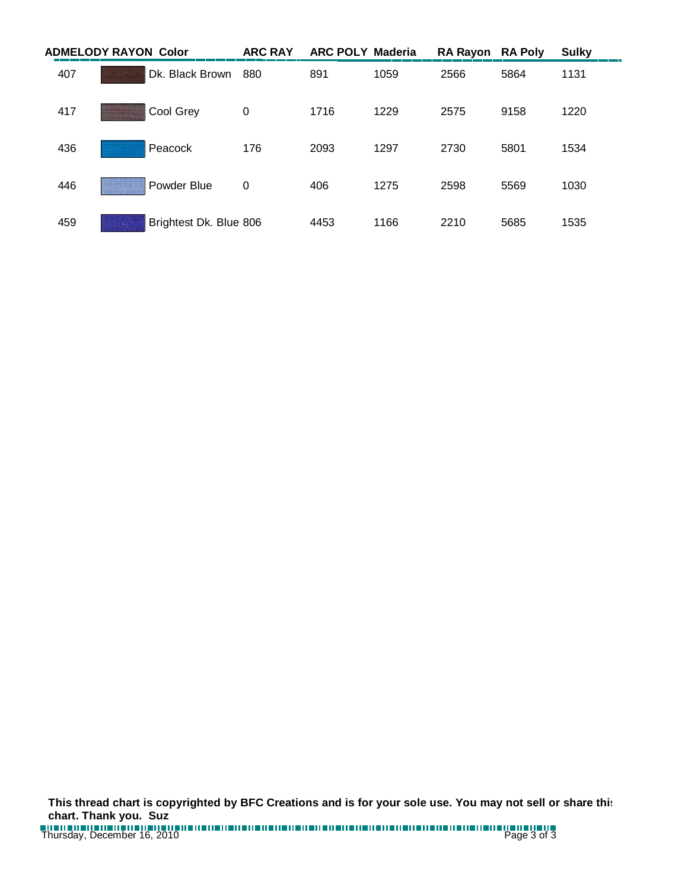| ADMELODY RAYON | | Color | ARC RAY | ARC POLY | Maderia | RA Rayon | RA Poly | Sulky |
|---|---|---|---|---|---|---|---|---|
| 407 | | Dk. Black Brown | 880 | 891 | 1059 | 2566 | 5864 | 1131 |
| 417 | | Cool Grey | 0 | 1716 | 1229 | 2575 | 9158 | 1220 |
| 436 | | Peacock | 176 | 2093 | 1297 | 2730 | 5801 | 1534 |
| 446 | | Powder Blue | 0 | 406 | 1275 | 2598 | 5569 | 1030 |
| 459 | | Brightest Dk. Blue | 806 | 4453 | 1166 | 2210 | 5685 | 1535 |

**This thread chart is copyrighted by BFC Creations and is for your sole use. You may not sell or share this chart. Thank you. Suz**

Thursday, December 16, 2010